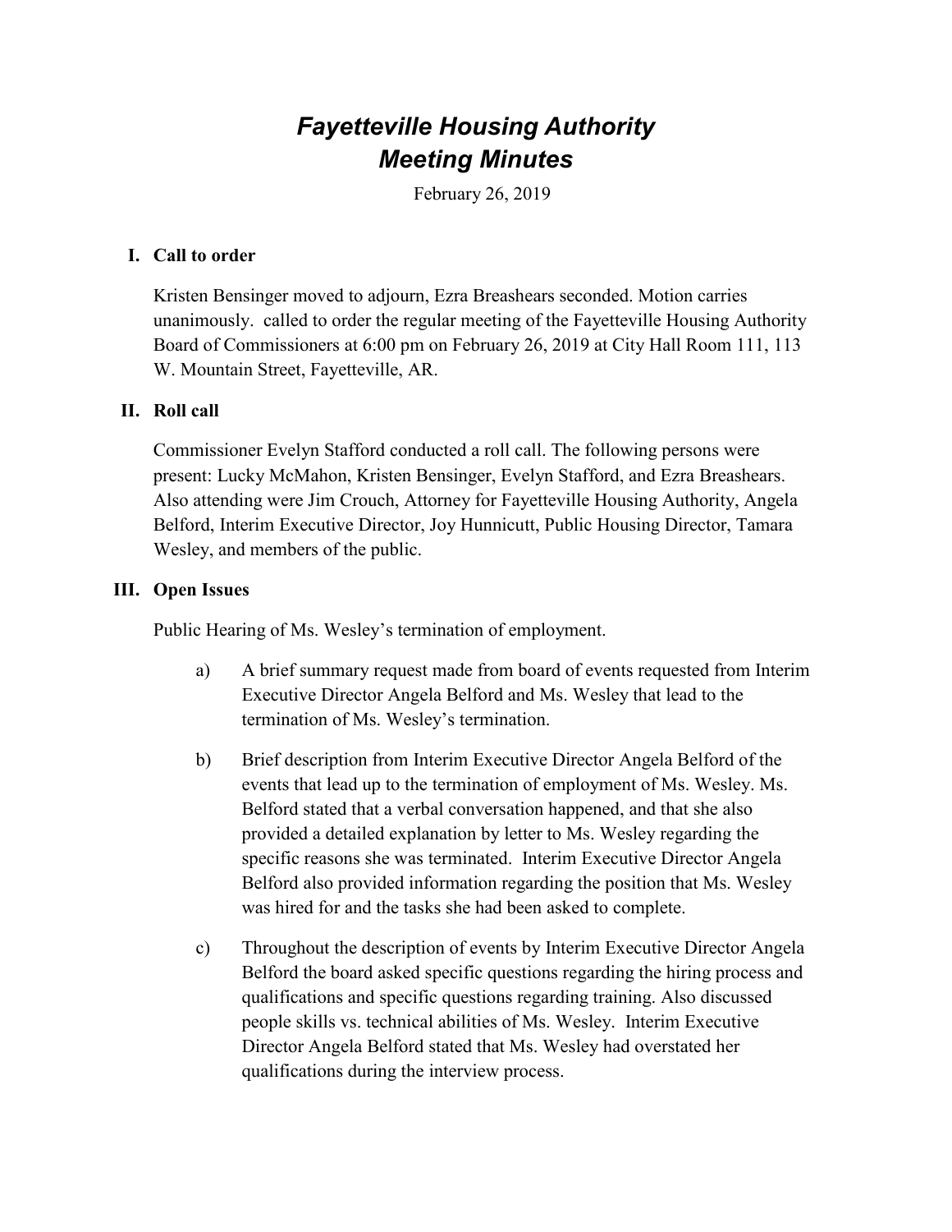# *Fayetteville Housing Authority Meeting Minutes*

February 26, 2019

## I. Call to order

Kristen Bensinger moved to adjourn, Ezra Breashears seconded. Motion carries unanimously.  called to order the regular meeting of the Fayetteville Housing Authority Board of Commissioners at 6:00 pm on February 26, 2019 at City Hall Room 111, 113 W. Mountain Street, Fayetteville, AR.

## II. Roll call

Commissioner Evelyn Stafford conducted a roll call. The following persons were present: Lucky McMahon, Kristen Bensinger, Evelyn Stafford, and Ezra Breashears. Also attending were Jim Crouch, Attorney for Fayetteville Housing Authority, Angela Belford, Interim Executive Director, Joy Hunnicutt, Public Housing Director, Tamara Wesley, and members of the public.

## III. Open Issues

Public Hearing of Ms. Wesley's termination of employment.

a) A brief summary request made from board of events requested from Interim Executive Director Angela Belford and Ms. Wesley that lead to the termination of Ms. Wesley's termination.

b) Brief description from Interim Executive Director Angela Belford of the events that lead up to the termination of employment of Ms. Wesley. Ms. Belford stated that a verbal conversation happened, and that she also provided a detailed explanation by letter to Ms. Wesley regarding the specific reasons she was terminated. Interim Executive Director Angela Belford also provided information regarding the position that Ms. Wesley was hired for and the tasks she had been asked to complete.

c) Throughout the description of events by Interim Executive Director Angela Belford the board asked specific questions regarding the hiring process and qualifications and specific questions regarding training. Also discussed people skills vs. technical abilities of Ms. Wesley. Interim Executive Director Angela Belford stated that Ms. Wesley had overstated her qualifications during the interview process.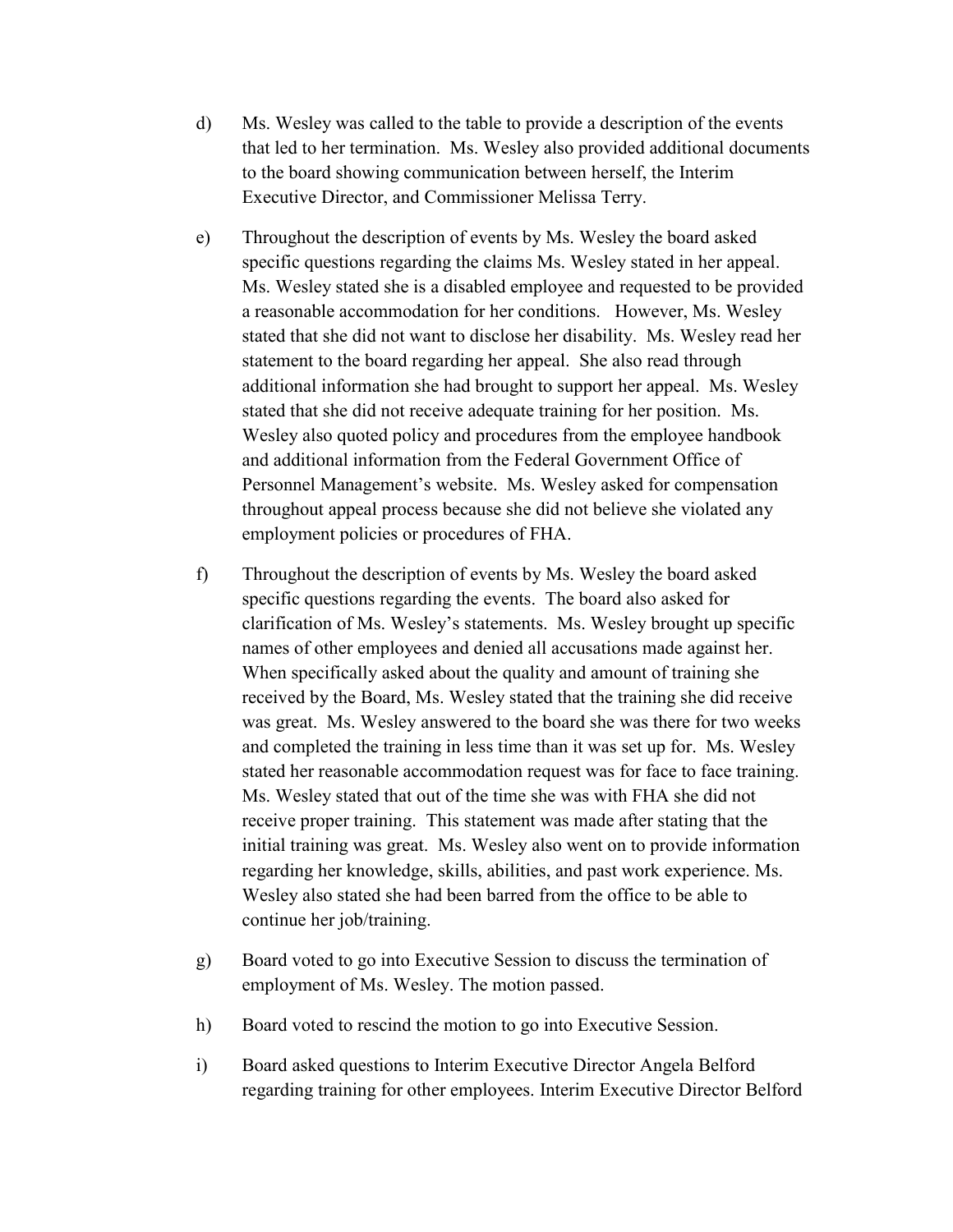d) Ms. Wesley was called to the table to provide a description of the events that led to her termination. Ms. Wesley also provided additional documents to the board showing communication between herself, the Interim Executive Director, and Commissioner Melissa Terry.

e) Throughout the description of events by Ms. Wesley the board asked specific questions regarding the claims Ms. Wesley stated in her appeal. Ms. Wesley stated she is a disabled employee and requested to be provided a reasonable accommodation for her conditions. However, Ms. Wesley stated that she did not want to disclose her disability. Ms. Wesley read her statement to the board regarding her appeal. She also read through additional information she had brought to support her appeal. Ms. Wesley stated that she did not receive adequate training for her position. Ms. Wesley also quoted policy and procedures from the employee handbook and additional information from the Federal Government Office of Personnel Management's website. Ms. Wesley asked for compensation throughout appeal process because she did not believe she violated any employment policies or procedures of FHA.

f) Throughout the description of events by Ms. Wesley the board asked specific questions regarding the events. The board also asked for clarification of Ms. Wesley's statements. Ms. Wesley brought up specific names of other employees and denied all accusations made against her. When specifically asked about the quality and amount of training she received by the Board, Ms. Wesley stated that the training she did receive was great. Ms. Wesley answered to the board she was there for two weeks and completed the training in less time than it was set up for. Ms. Wesley stated her reasonable accommodation request was for face to face training. Ms. Wesley stated that out of the time she was with FHA she did not receive proper training. This statement was made after stating that the initial training was great. Ms. Wesley also went on to provide information regarding her knowledge, skills, abilities, and past work experience. Ms. Wesley also stated she had been barred from the office to be able to continue her job/training.

g) Board voted to go into Executive Session to discuss the termination of employment of Ms. Wesley. The motion passed.

h) Board voted to rescind the motion to go into Executive Session.

i) Board asked questions to Interim Executive Director Angela Belford regarding training for other employees. Interim Executive Director Belford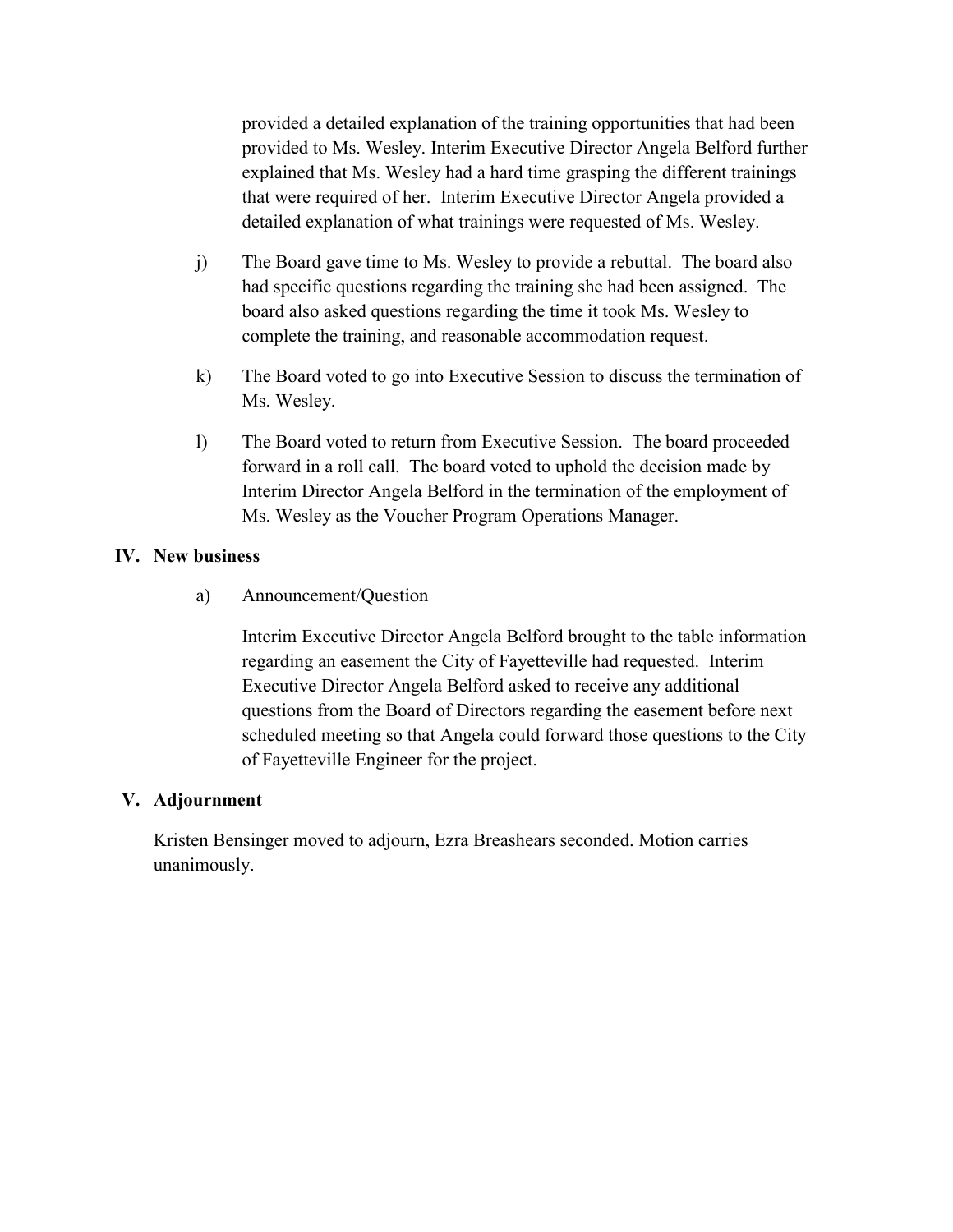provided a detailed explanation of the training opportunities that had been provided to Ms. Wesley. Interim Executive Director Angela Belford further explained that Ms. Wesley had a hard time grasping the different trainings that were required of her. Interim Executive Director Angela provided a detailed explanation of what trainings were requested of Ms. Wesley.

j) The Board gave time to Ms. Wesley to provide a rebuttal. The board also had specific questions regarding the training she had been assigned. The board also asked questions regarding the time it took Ms. Wesley to complete the training, and reasonable accommodation request.

k) The Board voted to go into Executive Session to discuss the termination of Ms. Wesley.

l) The Board voted to return from Executive Session. The board proceeded forward in a roll call. The board voted to uphold the decision made by Interim Director Angela Belford in the termination of the employment of Ms. Wesley as the Voucher Program Operations Manager.

## IV. New business

a) Announcement/Question

Interim Executive Director Angela Belford brought to the table information regarding an easement the City of Fayetteville had requested. Interim Executive Director Angela Belford asked to receive any additional questions from the Board of Directors regarding the easement before next scheduled meeting so that Angela could forward those questions to the City of Fayetteville Engineer for the project.

## V. Adjournment

Kristen Bensinger moved to adjourn, Ezra Breashears seconded. Motion carries unanimously.